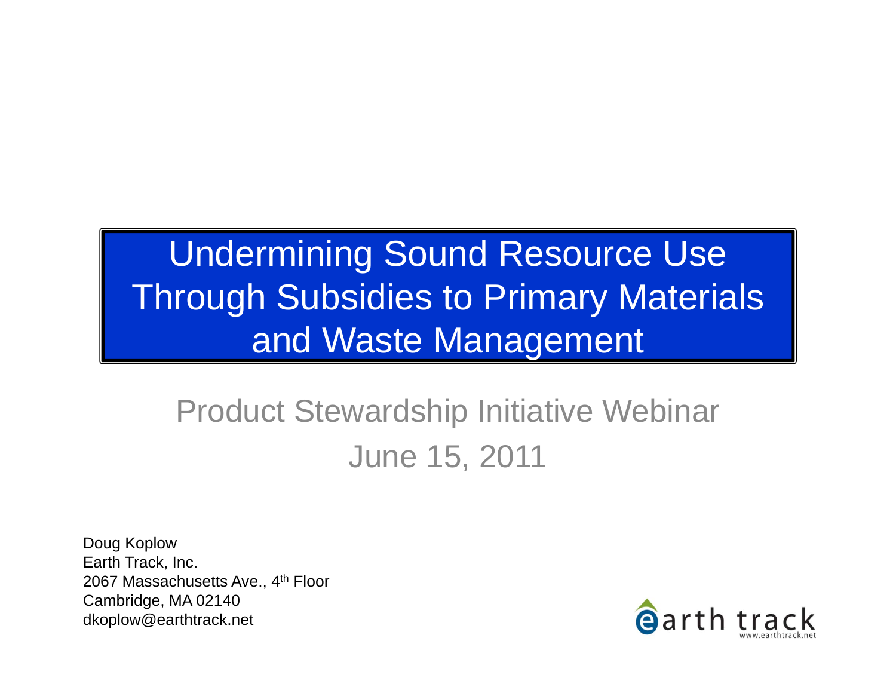# Undermining Sound Resource Use Through Subsidies to Primary Materials and Waste Management

## Product Stewardship Initiative Webinar
## June 15, 2011

Doug Koplow
Earth Track, Inc.
2067 Massachusetts Ave., 4th Floor
Cambridge, MA 02140
dkoplow@earthtrack.net

earth track
www.earthtrack.net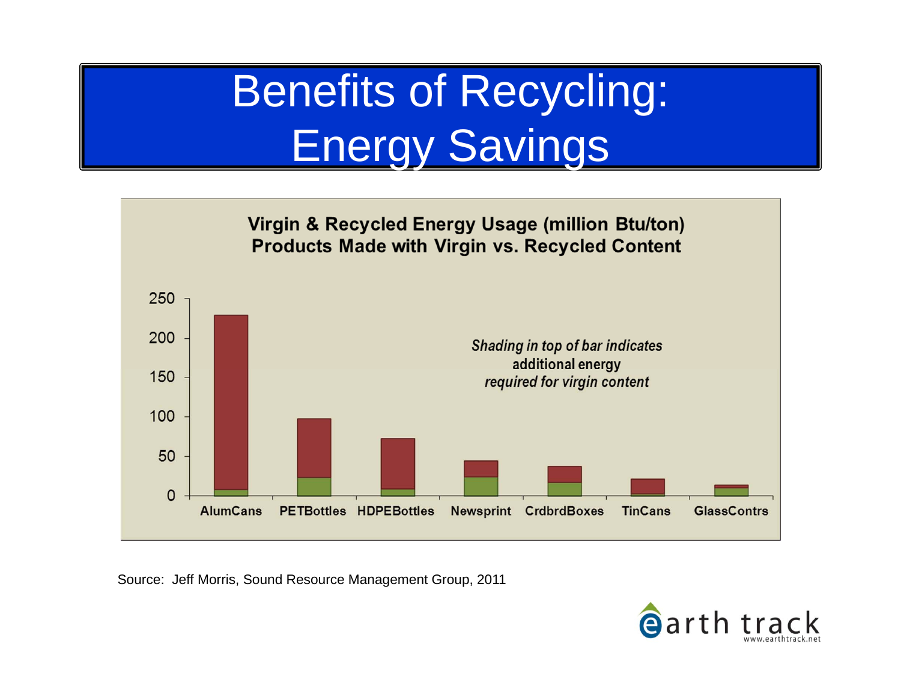# Benefits of Recycling: Energy Savings

**Virgin & Recycled Energy Usage (million Btu/ton)**
**Products Made with Virgin vs. Recycled Content**

*Shading in top of bar indicates* additional energy *required for virgin content*

AlumCans, PETBottles, HDPEBottles, Newsprint, CrdbrdBoxes, TinCans, GlassContrs

Source: Jeff Morris, Sound Resource Management Group, 2011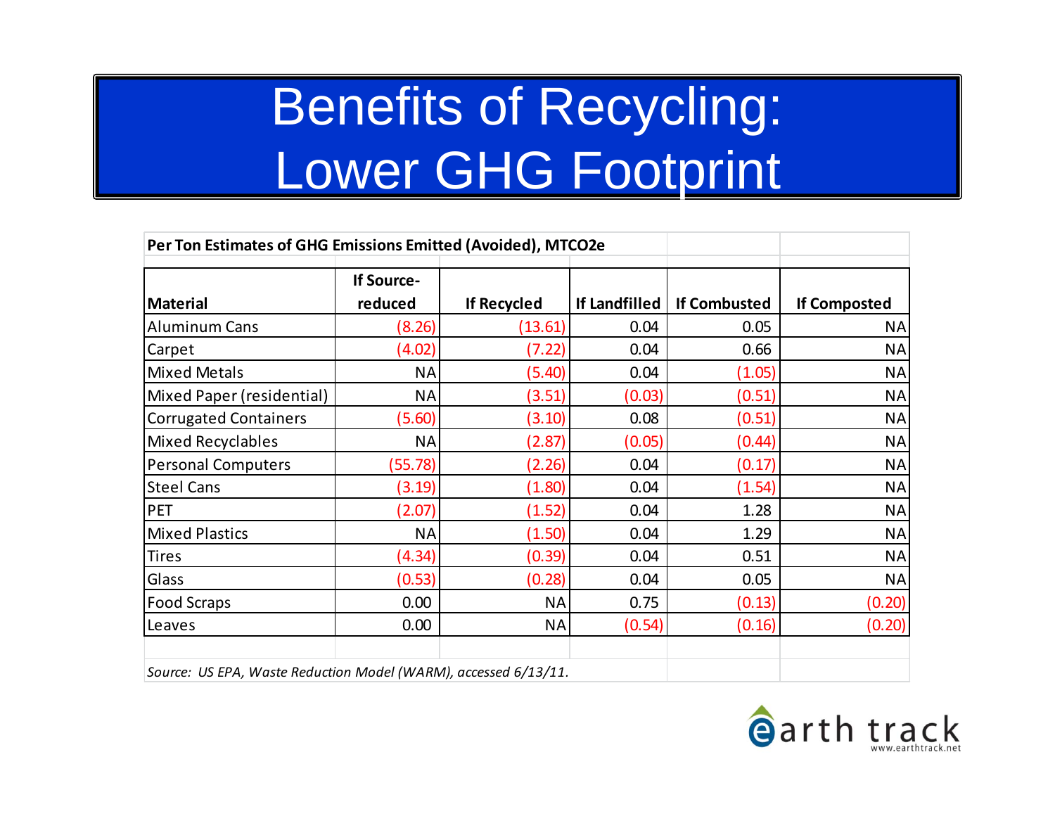# Benefits of Recycling: Lower GHG Footprint

**Per Ton Estimates of GHG Emissions Emitted (Avoided), $MTCO_2e$**

| Material | If Source-reduced | If Recycled | If Landfilled | If Combusted | If Composted |
|---|---|---|---|---|---|
| Aluminum Cans | (8.26) | (13.61) | 0.04 | 0.05 | NA |
| Carpet | (4.02) | (7.22) | 0.04 | 0.66 | NA |
| Mixed Metals | NA | (5.40) | 0.04 | (1.05) | NA |
| Mixed Paper (residential) | NA | (3.51) | (0.03) | (0.51) | NA |
| Corrugated Containers | (5.60) | (3.10) | 0.08 | (0.51) | NA |
| Mixed Recyclables | NA | (2.87) | (0.05) | (0.44) | NA |
| Personal Computers | (55.78) | (2.26) | 0.04 | (0.17) | NA |
| Steel Cans | (3.19) | (1.80) | 0.04 | (1.54) | NA |
| PET | (2.07) | (1.52) | 0.04 | 1.28 | NA |
| Mixed Plastics | NA | (1.50) | 0.04 | 1.29 | NA |
| Tires | (4.34) | (0.39) | 0.04 | 0.51 | NA |
| Glass | (0.53) | (0.28) | 0.04 | 0.05 | NA |
| Food Scraps | 0.00 | NA | 0.75 | (0.13) | (0.20) |
| Leaves | 0.00 | NA | (0.54) | (0.16) | (0.20) |

*Source: US EPA, Waste Reduction Model (WARM), accessed 6/13/11.*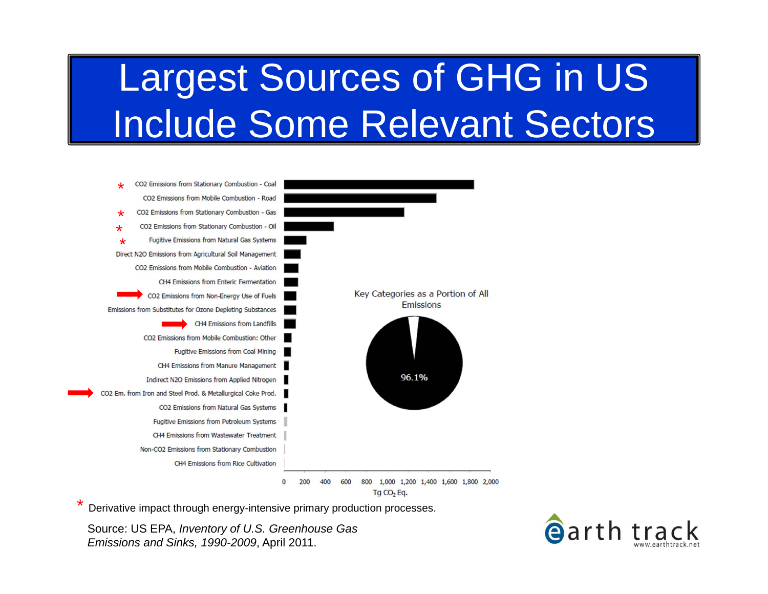# Largest Sources of GHG in US Include Some Relevant Sectors

- \* CO2 Emissions from Stationary Combustion - Coal
- CO2 Emissions from Mobile Combustion - Road
- \* CO2 Emissions from Stationary Combustion - Gas
- \* CO2 Emissions from Stationary Combustion - Oil
- \* Fugitive Emissions from Natural Gas Systems
- Direct N2O Emissions from Agricultural Soil Management
- CO2 Emissions from Mobile Combustion - Aviation
- CH4 Emissions from Enteric Fermentation
- → CO2 Emissions from Non-Energy Use of Fuels
- Emissions from Substitutes for Ozone Depleting Substances
- → CH4 Emissions from Landfills
- CO2 Emissions from Mobile Combustion: Other
- Fugitive Emissions from Coal Mining
- CH4 Emissions from Manure Management
- Indirect N2O Emissions from Applied Nitrogen
- → CO2 Em. from Iron and Steel Prod. & Metallurgical Coke Prod.
- CO2 Emissions from Natural Gas Systems
- Fugitive Emissions from Petroleum Systems
- CH4 Emissions from Wastewater Treatment
- Non-CO2 Emissions from Stationary Combustion
- CH4 Emissions from Rice Cultivation

0 200 400 600 800 1,000 1,200 1,400 1,600 1,800 2,000

Tg $CO_2$ Eq.

Key Categories as a Portion of All Emissions

96.1%

\* Derivative impact through energy-intensive primary production processes.

Source: US EPA, *Inventory of U.S. Greenhouse Gas Emissions and Sinks, 1990-2009*, April 2011.

earth track
www.earthtrack.net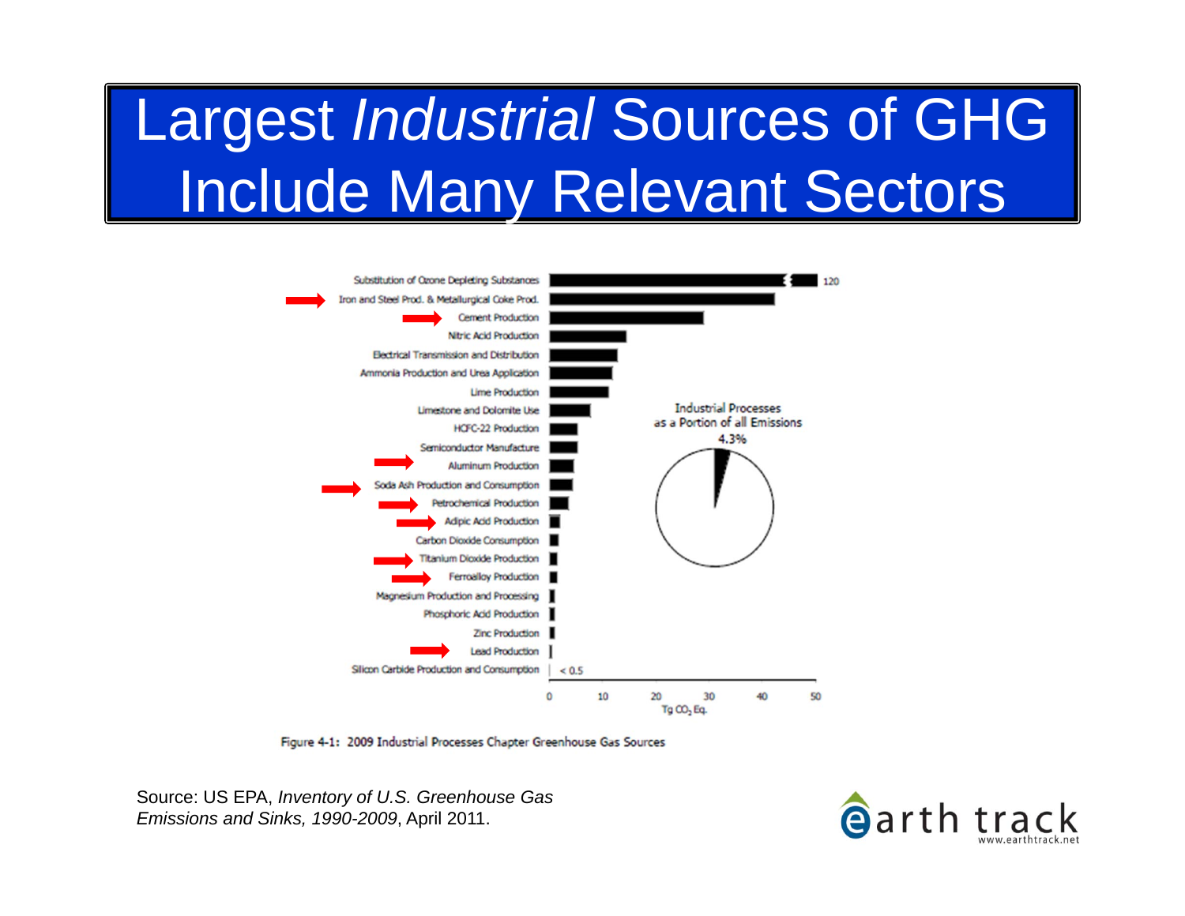# Largest *Industrial* Sources of GHG Include Many Relevant Sectors

Substitution of Ozone Depleting Substances
Iron and Steel Prod. & Metallurgical Coke Prod.
Cement Production
Nitric Acid Production
Electrical Transmission and Distribution
Ammonia Production and Urea Application
Lime Production
Limestone and Dolomite Use
HCFC-22 Production
Semiconductor Manufacture
Aluminum Production
Soda Ash Production and Consumption
Petrochemical Production
Adipic Acid Production
Carbon Dioxide Consumption
Titanium Dioxide Production
Ferroalloy Production
Magnesium Production and Processing
Phosphoric Acid Production
Zinc Production
Lead Production
Silicon Carbide Production and Consumption

Industrial Processes as a Portion of all Emissions 4.3%

Tg $CO_2$ Eq.

Figure 4-1: 2009 Industrial Processes Chapter Greenhouse Gas Sources

Source: US EPA, *Inventory of U.S. Greenhouse Gas Emissions and Sinks, 1990-2009*, April 2011.

earth track www.earthtrack.net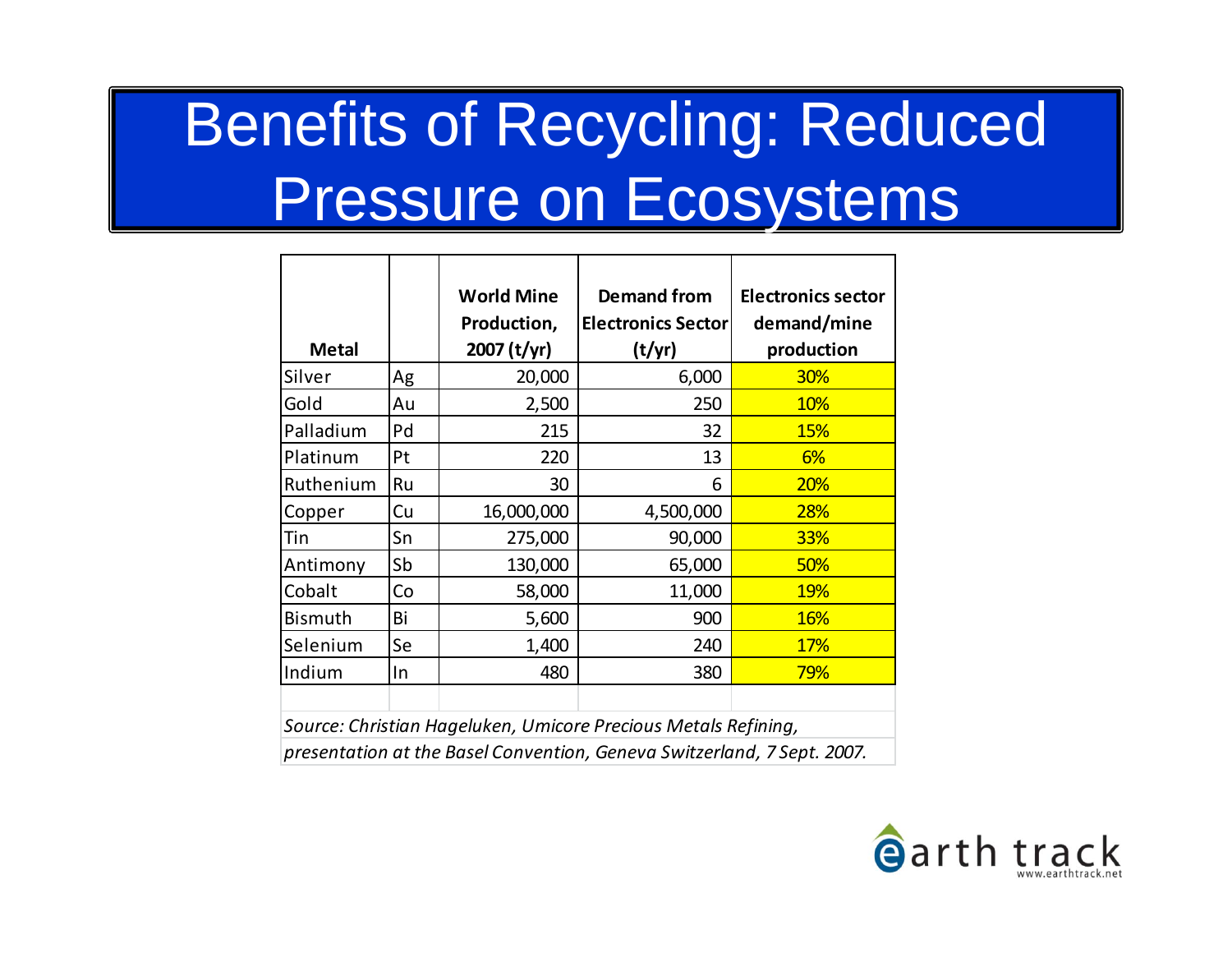# Benefits of Recycling: Reduced Pressure on Ecosystems

| Metal | | World Mine Production, 2007 (t/yr) | Demand from Electronics Sector (t/yr) | Electronics sector demand/mine production |
|---|---|---|---|---|
| Silver | Ag | 20,000 | 6,000 | 30% |
| Gold | Au | 2,500 | 250 | 10% |
| Palladium | Pd | 215 | 32 | 15% |
| Platinum | Pt | 220 | 13 | 6% |
| Ruthenium | Ru | 30 | 6 | 20% |
| Copper | Cu | 16,000,000 | 4,500,000 | 28% |
| Tin | Sn | 275,000 | 90,000 | 33% |
| Antimony | Sb | 130,000 | 65,000 | 50% |
| Cobalt | Co | 58,000 | 11,000 | 19% |
| Bismuth | Bi | 5,600 | 900 | 16% |
| Selenium | Se | 1,400 | 240 | 17% |
| Indium | In | 480 | 380 | 79% |

*Source: Christian Hageluken, Umicore Precious Metals Refining, presentation at the Basel Convention, Geneva Switzerland, 7 Sept. 2007.*

earth track
www.earthtrack.net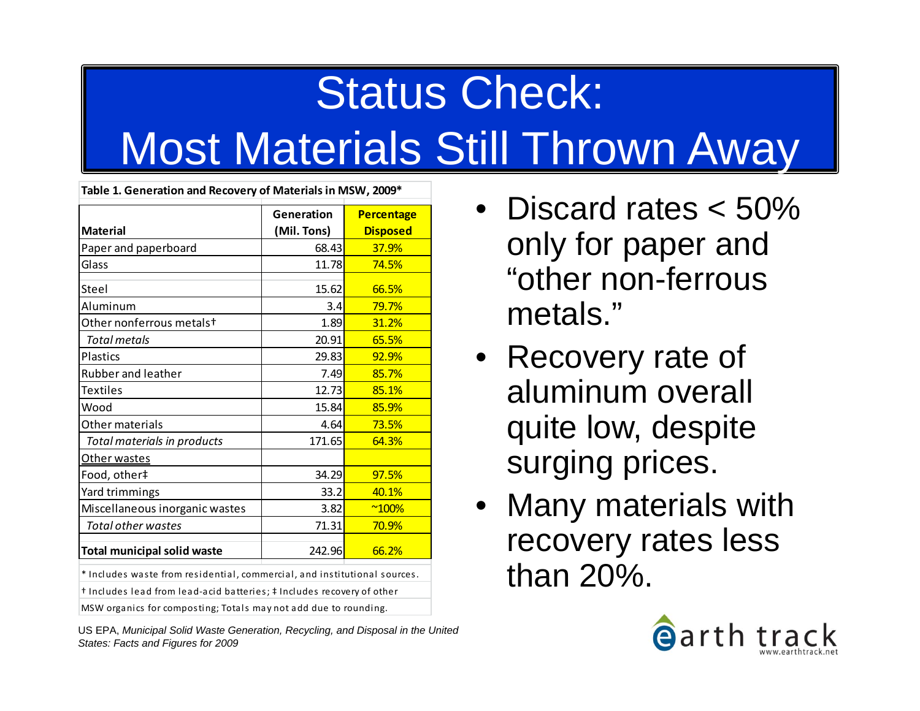# Status Check: Most Materials Still Thrown Away

**Table 1. Generation and Recovery of Materials in MSW, 2009***

| Material | Generation (Mil. Tons) | Percentage Disposed |
|---|---|---|
| Paper and paperboard | 68.43 | 37.9% |
| Glass | 11.78 | 74.5% |
| Steel | 15.62 | 66.5% |
| Aluminum | 3.4 | 79.7% |
| Other nonferrous metals† | 1.89 | 31.2% |
| *Total metals* | 20.91 | 65.5% |
| Plastics | 29.83 | 92.9% |
| Rubber and leather | 7.49 | 85.7% |
| Textiles | 12.73 | 85.1% |
| Wood | 15.84 | 85.9% |
| Other materials | 4.64 | 73.5% |
| *Total materials in products* | 171.65 | 64.3% |
| Other wastes | | |
| Food, other‡ | 34.29 | 97.5% |
| Yard trimmings | 33.2 | 40.1% |
| Miscellaneous inorganic wastes | 3.82 | ~100% |
| *Total other wastes* | 71.31 | 70.9% |
| **Total municipal solid waste** | 242.96 | 66.2% |

* Includes waste from residential, commercial, and institutional sources.
† Includes lead from lead-acid batteries; ‡ Includes recovery of other MSW organics for composting; Totals may not add due to rounding.

US EPA, *Municipal Solid Waste Generation, Recycling, and Disposal in the United States: Facts and Figures for 2009*

- Discard rates < 50% only for paper and "other non-ferrous metals."
- Recovery rate of aluminum overall quite low, despite surging prices.
- Many materials with recovery rates less than 20%.

earth track
www.earthtrack.net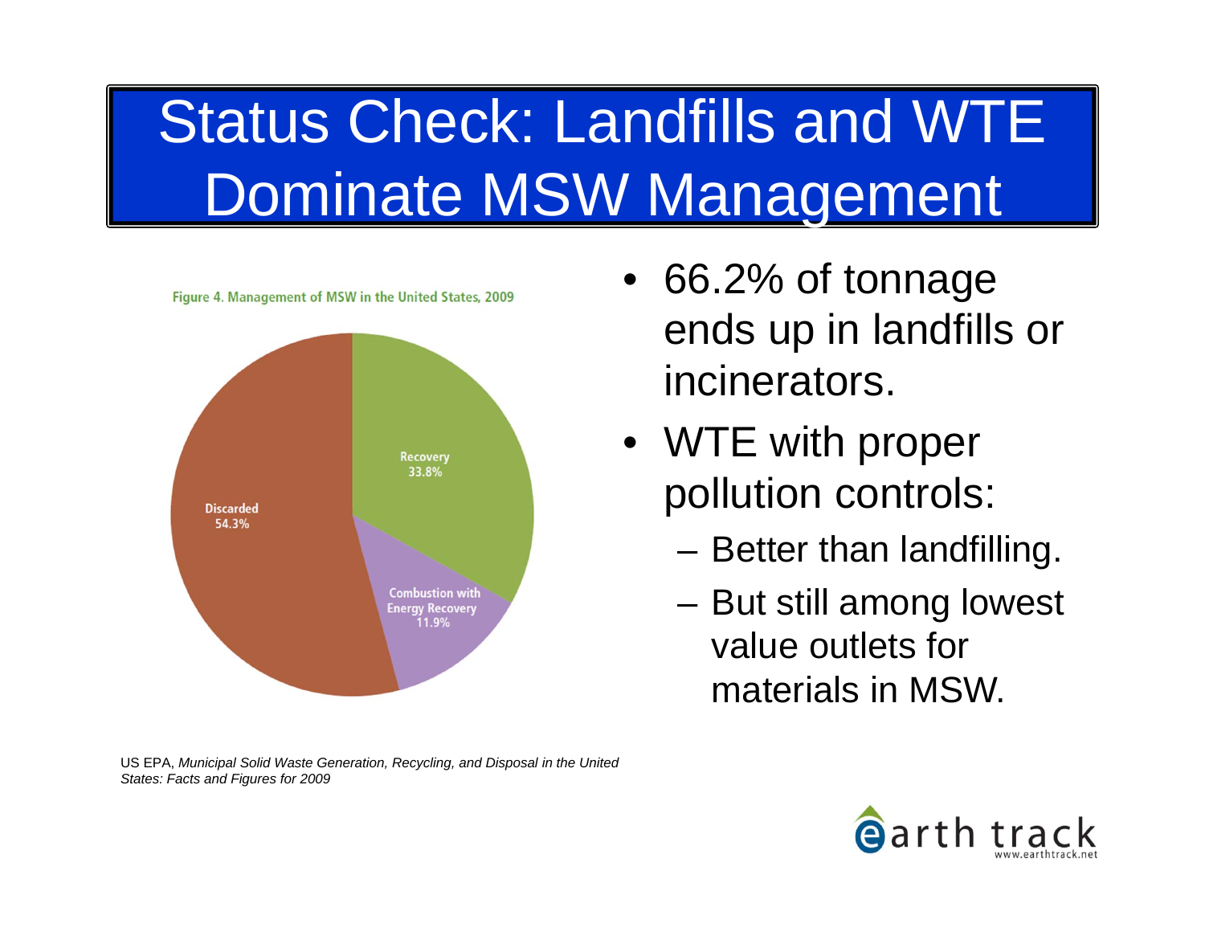# Status Check: Landfills and WTE Dominate MSW Management

Figure 4. Management of MSW in the United States, 2009

- Recovery 33.8%
- Combustion with Energy Recovery 11.9%
- Discarded 54.3%

- 66.2% of tonnage ends up in landfills or incinerators.
- WTE with proper pollution controls:
  - Better than landfilling.
  - But still among lowest value outlets for materials in MSW.

US EPA, *Municipal Solid Waste Generation, Recycling, and Disposal in the United States: Facts and Figures for 2009*

earth track
www.earthtrack.net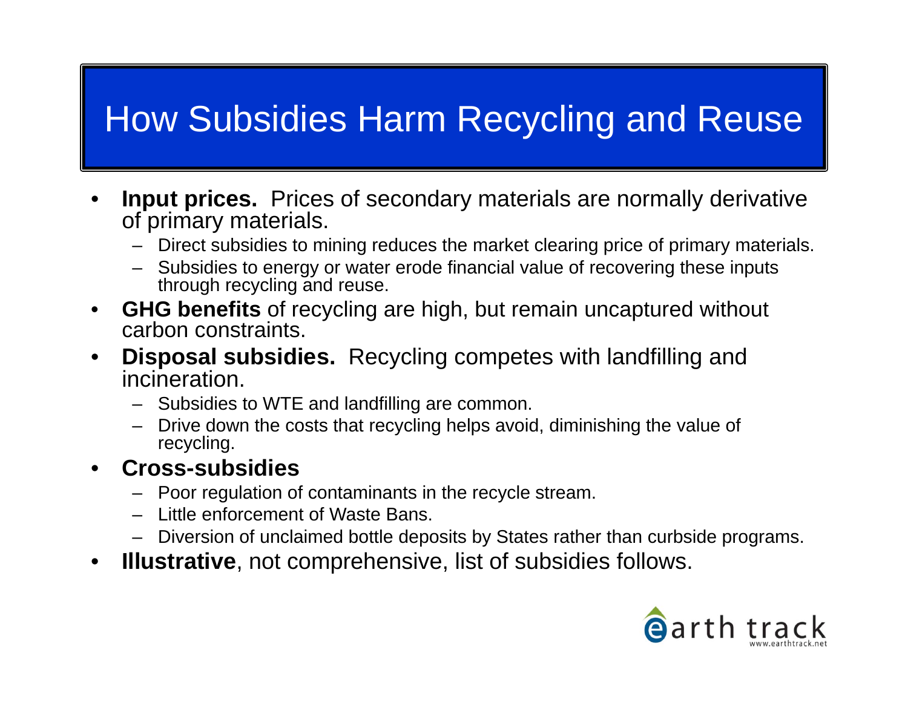# How Subsidies Harm Recycling and Reuse

- **Input prices.** Prices of secondary materials are normally derivative of primary materials.
  - Direct subsidies to mining reduces the market clearing price of primary materials.
  - Subsidies to energy or water erode financial value of recovering these inputs through recycling and reuse.
- **GHG benefits** of recycling are high, but remain uncaptured without carbon constraints.
- **Disposal subsidies.** Recycling competes with landfilling and incineration.
  - Subsidies to WTE and landfilling are common.
  - Drive down the costs that recycling helps avoid, diminishing the value of recycling.
- **Cross-subsidies**
  - Poor regulation of contaminants in the recycle stream.
  - Little enforcement of Waste Bans.
  - Diversion of unclaimed bottle deposits by States rather than curbside programs.
- **Illustrative**, not comprehensive, list of subsidies follows.

earth track
www.earthtrack.net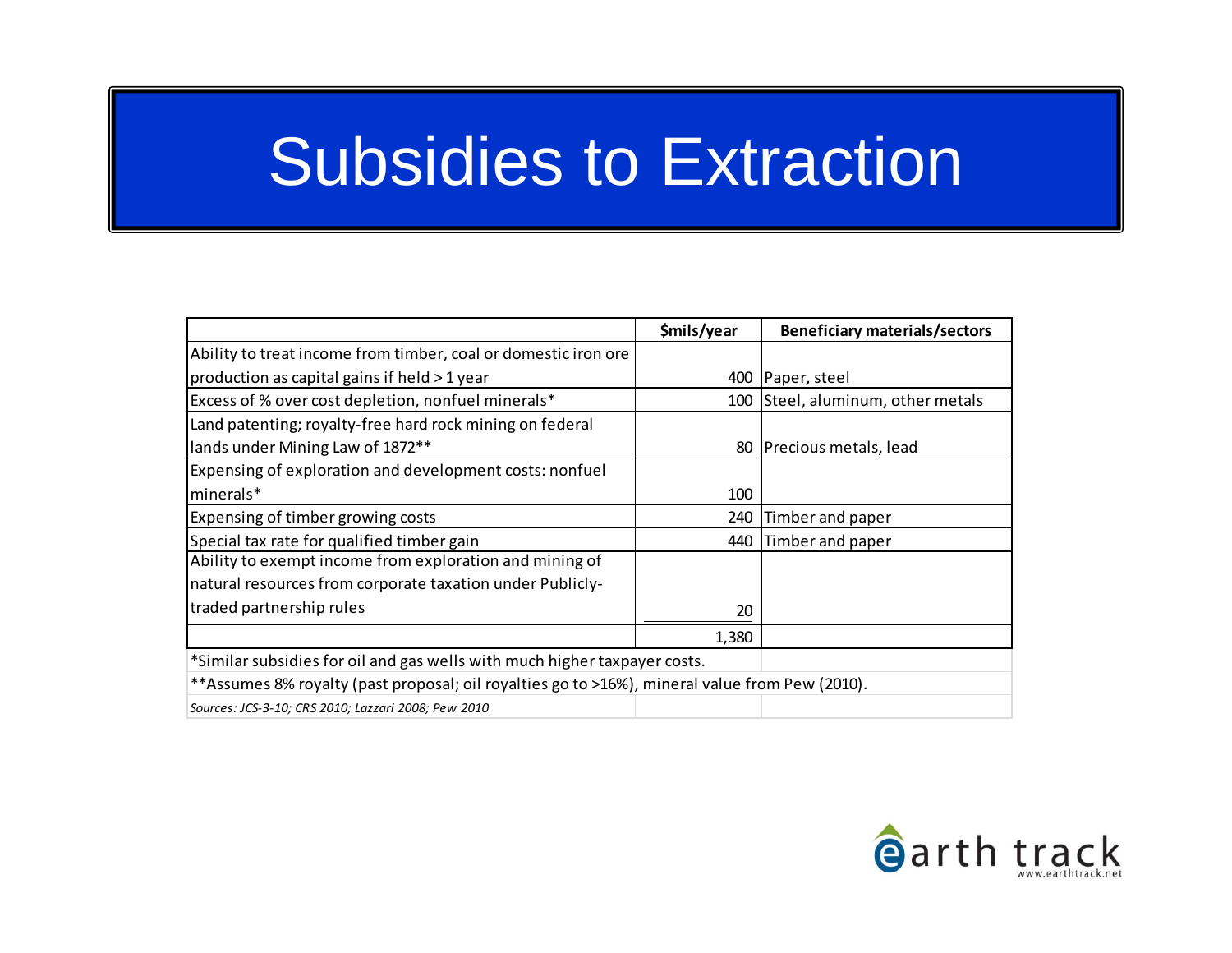# Subsidies to Extraction

| | $mils/year | Beneficiary materials/sectors |
|---|---|---|
| Ability to treat income from timber, coal or domestic iron ore production as capital gains if held > 1 year | 400 | Paper, steel |
| Excess of % over cost depletion, nonfuel minerals* | 100 | Steel, aluminum, other metals |
| Land patenting; royalty-free hard rock mining on federal lands under Mining Law of 1872** | 80 | Precious metals, lead |
| Expensing of exploration and development costs: nonfuel minerals* | 100 | |
| Expensing of timber growing costs | 240 | Timber and paper |
| Special tax rate for qualified timber gain | 440 | Timber and paper |
| Ability to exempt income from exploration and mining of natural resources from corporate taxation under Publicly-traded partnership rules | 20 | |
| | 1,380 | |

*Similar subsidies for oil and gas wells with much higher taxpayer costs.

**Assumes 8% royalty (past proposal; oil royalties go to >16%), mineral value from Pew (2010).

*Sources: JCS-3-10; CRS 2010; Lazzari 2008; Pew 2010*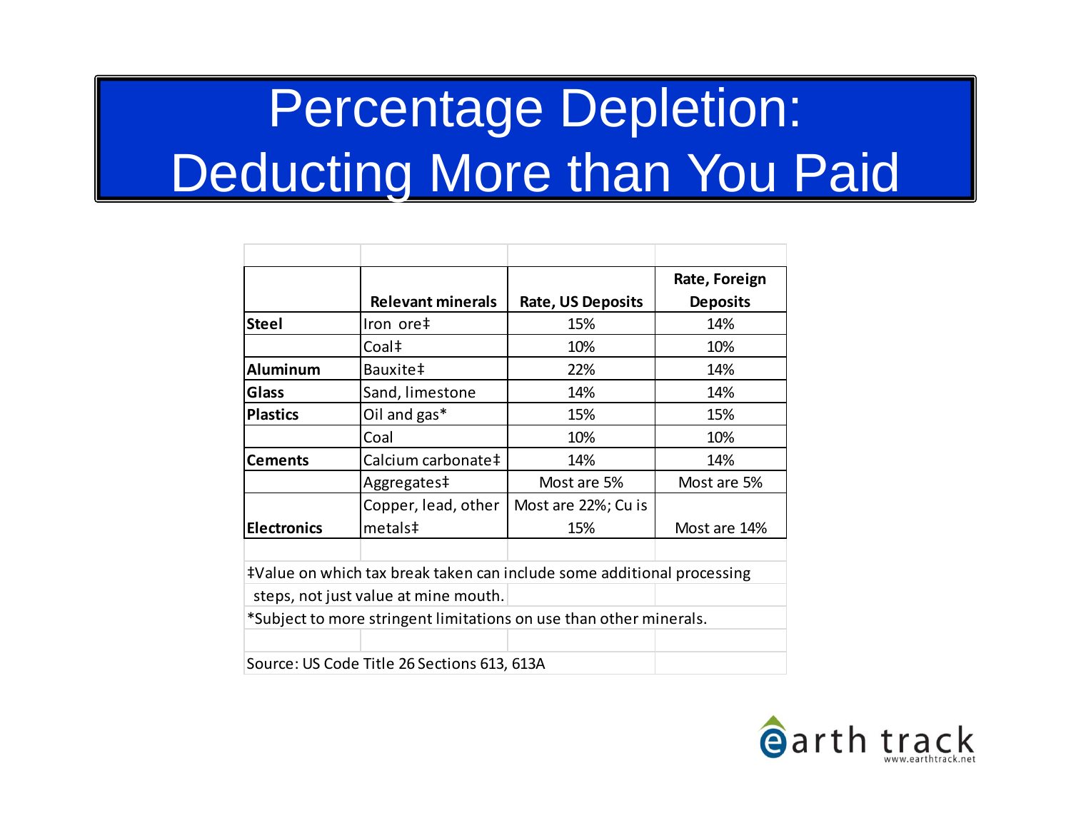# Percentage Depletion: Deducting More than You Paid

| | Relevant minerals | Rate, US Deposits | Rate, Foreign Deposits |
|---|---|---|---|
| **Steel** | Iron ore‡ | 15% | 14% |
| | Coal‡ | 10% | 10% |
| **Aluminum** | Bauxite‡ | 22% | 14% |
| **Glass** | Sand, limestone | 14% | 14% |
| **Plastics** | Oil and gas* | 15% | 15% |
| | Coal | 10% | 10% |
| **Cements** | Calcium carbonate‡ | 14% | 14% |
| | Aggregates‡ | Most are 5% | Most are 5% |
| **Electronics** | Copper, lead, other metals‡ | Most are 22%; Cu is 15% | Most are 14% |

‡Value on which tax break taken can include some additional processing steps, not just value at mine mouth.

*Subject to more stringent limitations on use than other minerals.

Source: US Code Title 26 Sections 613, 613A

earth track
www.earthtrack.net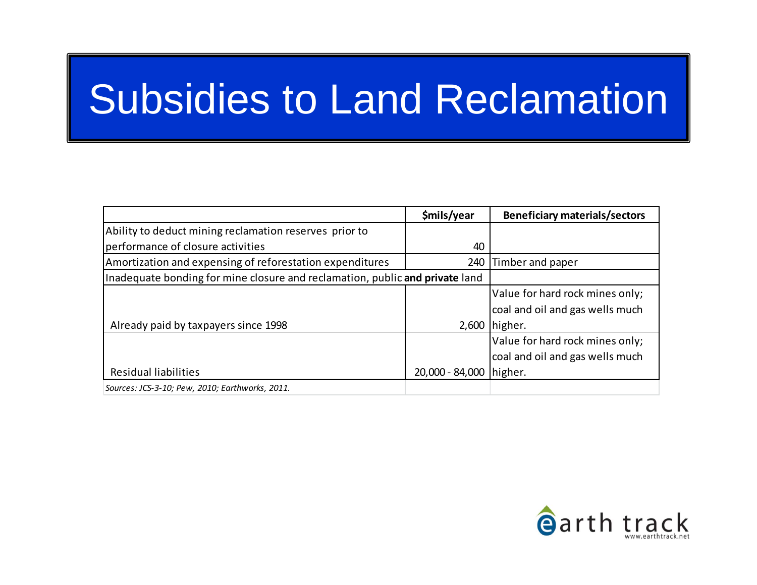# Subsidies to Land Reclamation

| | $mils/year | Beneficiary materials/sectors |
|---|---|---|
| Ability to deduct mining reclamation reserves prior to performance of closure activities | 40 | |
| Amortization and expensing of reforestation expenditures | 240 | Timber and paper |
| Inadequate bonding for mine closure and reclamation, public **and private** land | | |
| Already paid by taxpayers since 1998 | 2,600 | Value for hard rock mines only; coal and oil and gas wells much higher. |
| Residual liabilities | 20,000 - 84,000 | Value for hard rock mines only; coal and oil and gas wells much higher. |
| *Sources: JCS-3-10; Pew, 2010; Earthworks, 2011.* | | |

earth track
www.earthtrack.net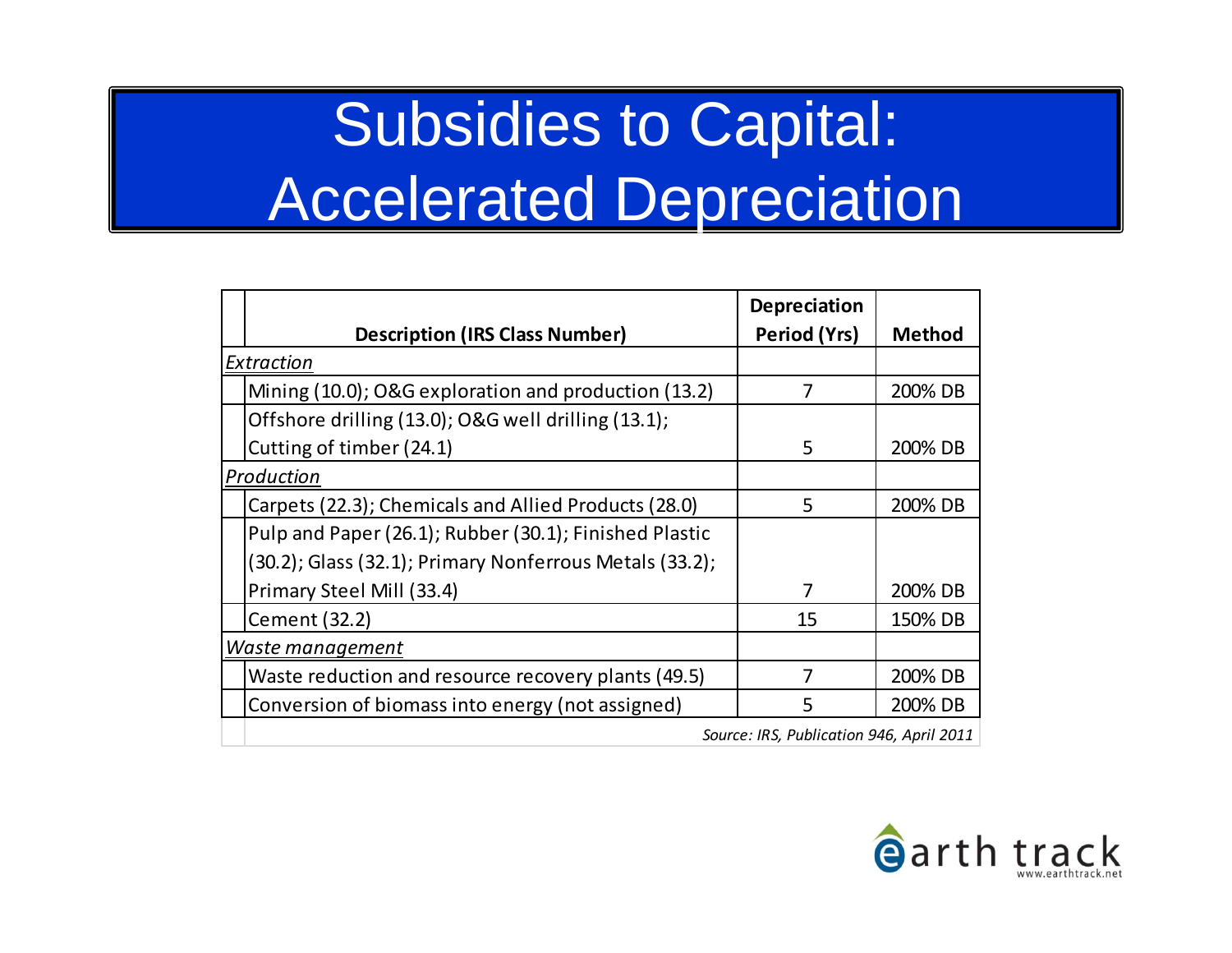# Subsidies to Capital: Accelerated Depreciation

| Description (IRS Class Number) | Depreciation Period (Yrs) | Method |
|---|---|---|
| *Extraction* | | |
| Mining (10.0); O&G exploration and production (13.2) | 7 | 200% DB |
| Offshore drilling (13.0); O&G well drilling (13.1); Cutting of timber (24.1) | 5 | 200% DB |
| *Production* | | |
| Carpets (22.3); Chemicals and Allied Products (28.0) | 5 | 200% DB |
| Pulp and Paper (26.1); Rubber (30.1); Finished Plastic (30.2); Glass (32.1); Primary Nonferrous Metals (33.2); Primary Steel Mill (33.4) | 7 | 200% DB |
| Cement (32.2) | 15 | 150% DB |
| *Waste management* | | |
| Waste reduction and resource recovery plants (49.5) | 7 | 200% DB |
| Conversion of biomass into energy (not assigned) | 5 | 200% DB |

*Source: IRS, Publication 946, April 2011*

earth track
www.earthtrack.net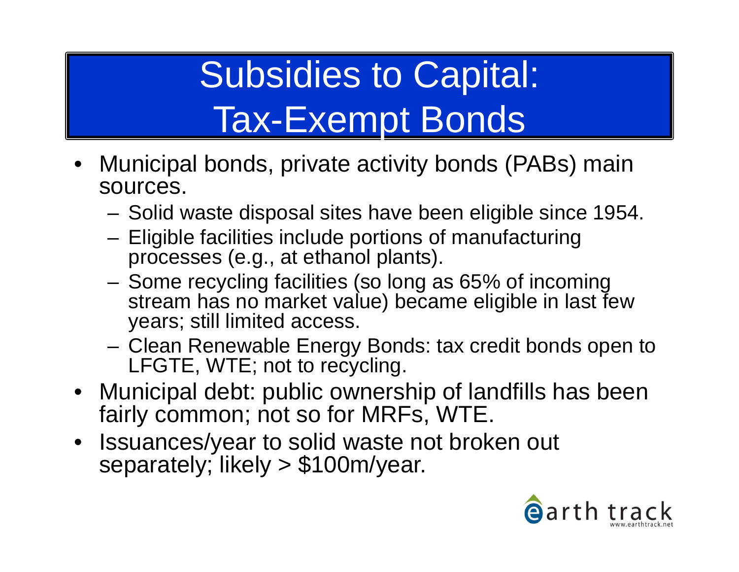# Subsidies to Capital: Tax-Exempt Bonds

- Municipal bonds, private activity bonds (PABs) main sources.
  - Solid waste disposal sites have been eligible since 1954.
  - Eligible facilities include portions of manufacturing processes (e.g., at ethanol plants).
  - Some recycling facilities (so long as 65% of incoming stream has no market value) became eligible in last few years; still limited access.
  - Clean Renewable Energy Bonds: tax credit bonds open to LFGTE, WTE; not to recycling.
- Municipal debt: public ownership of landfills has been fairly common; not so for MRFs, WTE.
- Issuances/year to solid waste not broken out separately; likely > $100m/year.

earth track
www.earthtrack.net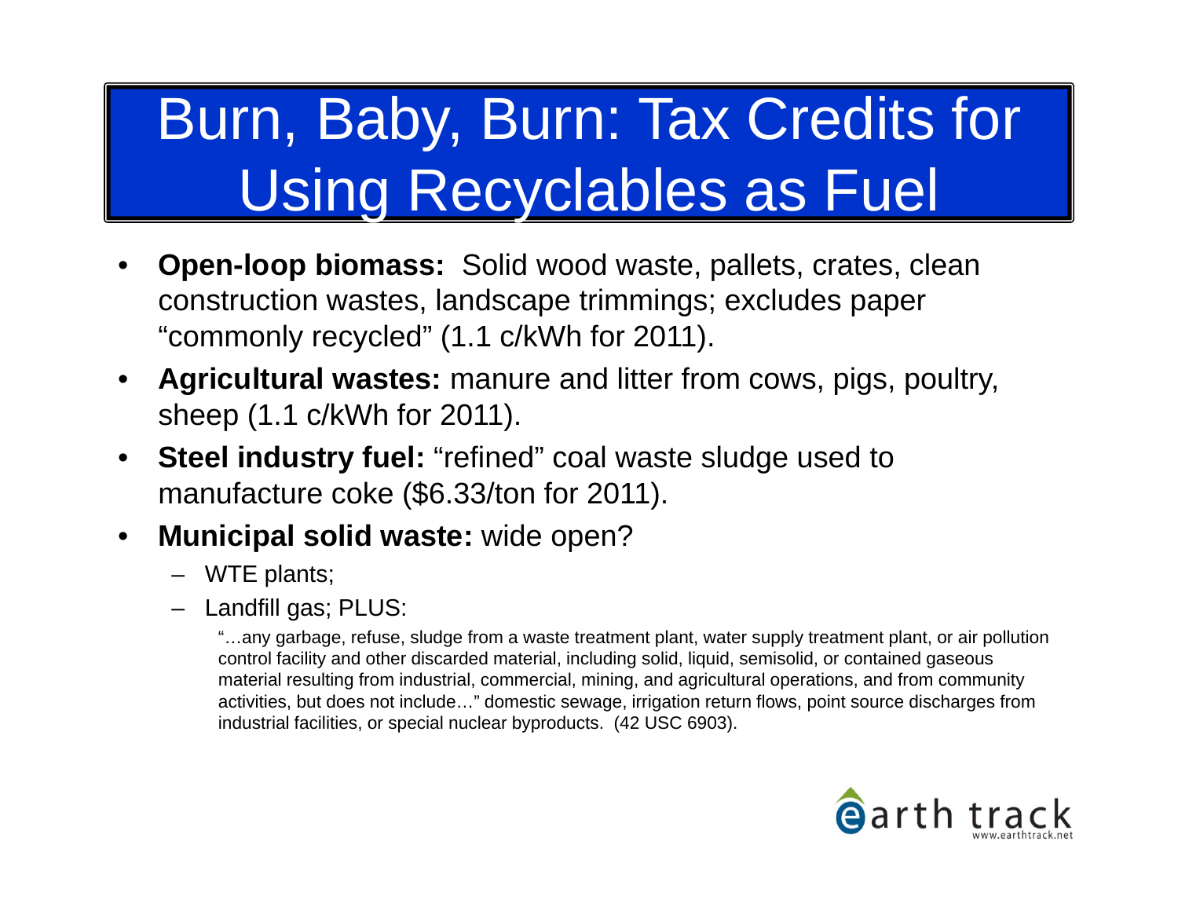# Burn, Baby, Burn: Tax Credits for Using Recyclables as Fuel

- **Open-loop biomass:** Solid wood waste, pallets, crates, clean construction wastes, landscape trimmings; excludes paper "commonly recycled" (1.1 c/kWh for 2011).
- **Agricultural wastes:** manure and litter from cows, pigs, poultry, sheep (1.1 c/kWh for 2011).
- **Steel industry fuel:** "refined" coal waste sludge used to manufacture coke ($6.33/ton for 2011).
- **Municipal solid waste:** wide open?
  - WTE plants;
  - Landfill gas; PLUS:

    "…any garbage, refuse, sludge from a waste treatment plant, water supply treatment plant, or air pollution control facility and other discarded material, including solid, liquid, semisolid, or contained gaseous material resulting from industrial, commercial, mining, and agricultural operations, and from community activities, but does not include…" domestic sewage, irrigation return flows, point source discharges from industrial facilities, or special nuclear byproducts. (42 USC 6903).

earth track
www.earthtrack.net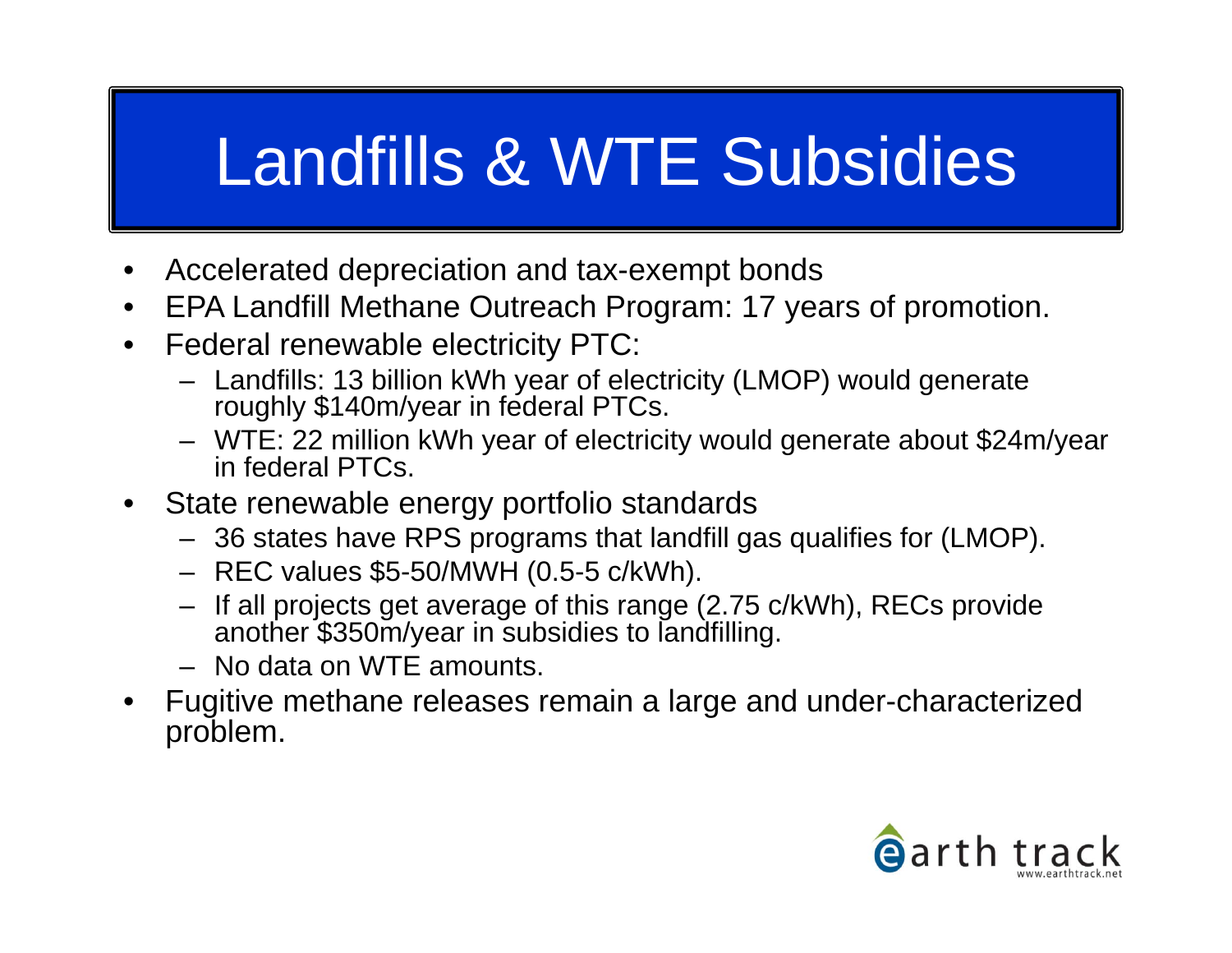# Landfills & WTE Subsidies

- Accelerated depreciation and tax-exempt bonds
- EPA Landfill Methane Outreach Program: 17 years of promotion.
- Federal renewable electricity PTC:
  - Landfills: 13 billion kWh year of electricity (LMOP) would generate roughly $140m/year in federal PTCs.
  - WTE: 22 million kWh year of electricity would generate about $24m/year in federal PTCs.
- State renewable energy portfolio standards
  - 36 states have RPS programs that landfill gas qualifies for (LMOP).
  - REC values $5-50/MWH (0.5-5 c/kWh).
  - If all projects get average of this range (2.75 c/kWh), RECs provide another $350m/year in subsidies to landfilling.
  - No data on WTE amounts.
- Fugitive methane releases remain a large and under-characterized problem.

earth track
www.earthtrack.net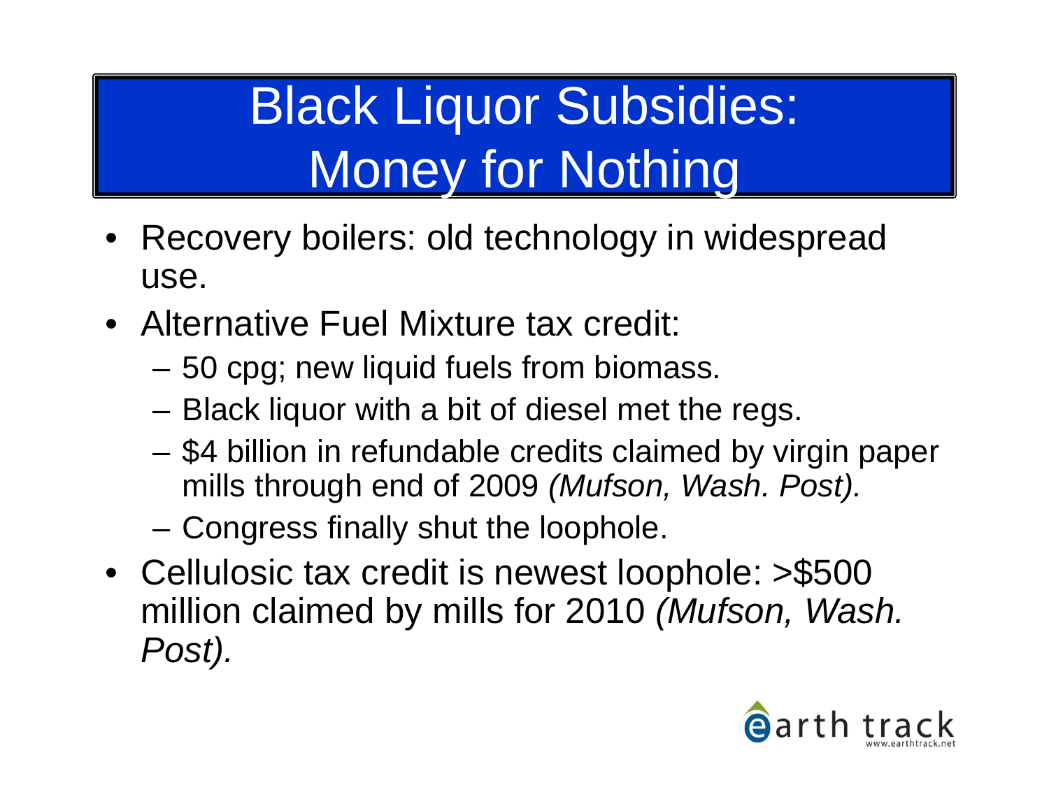# Black Liquor Subsidies: Money for Nothing

- Recovery boilers: old technology in widespread use.
- Alternative Fuel Mixture tax credit:
  - 50 cpg; new liquid fuels from biomass.
  - Black liquor with a bit of diesel met the regs.
  - $4 billion in refundable credits claimed by virgin paper mills through end of 2009 *(Mufson, Wash. Post).*
  - Congress finally shut the loophole.
- Cellulosic tax credit is newest loophole: >$500 million claimed by mills for 2010 *(Mufson, Wash. Post).*

earth track
www.earthtrack.net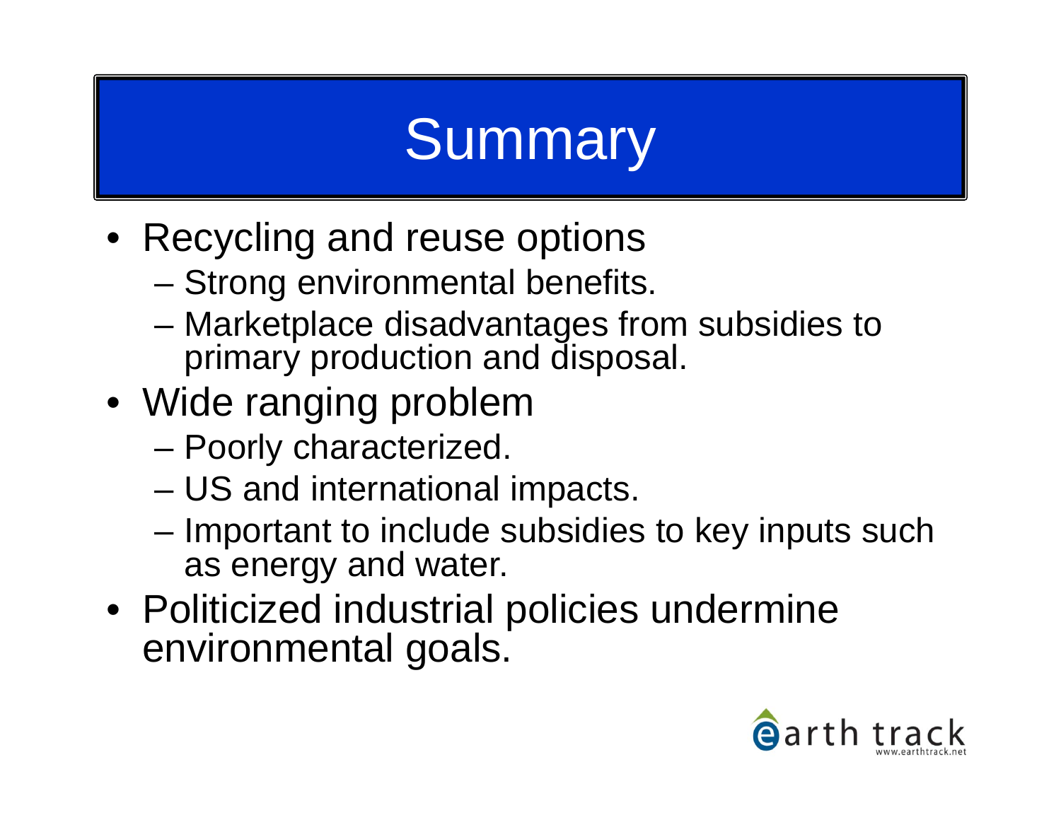# Summary

- Recycling and reuse options
  - Strong environmental benefits.
  - Marketplace disadvantages from subsidies to primary production and disposal.
- Wide ranging problem
  - Poorly characterized.
  - US and international impacts.
  - Important to include subsidies to key inputs such as energy and water.
- Politicized industrial policies undermine environmental goals.

earth track
www.earthtrack.net